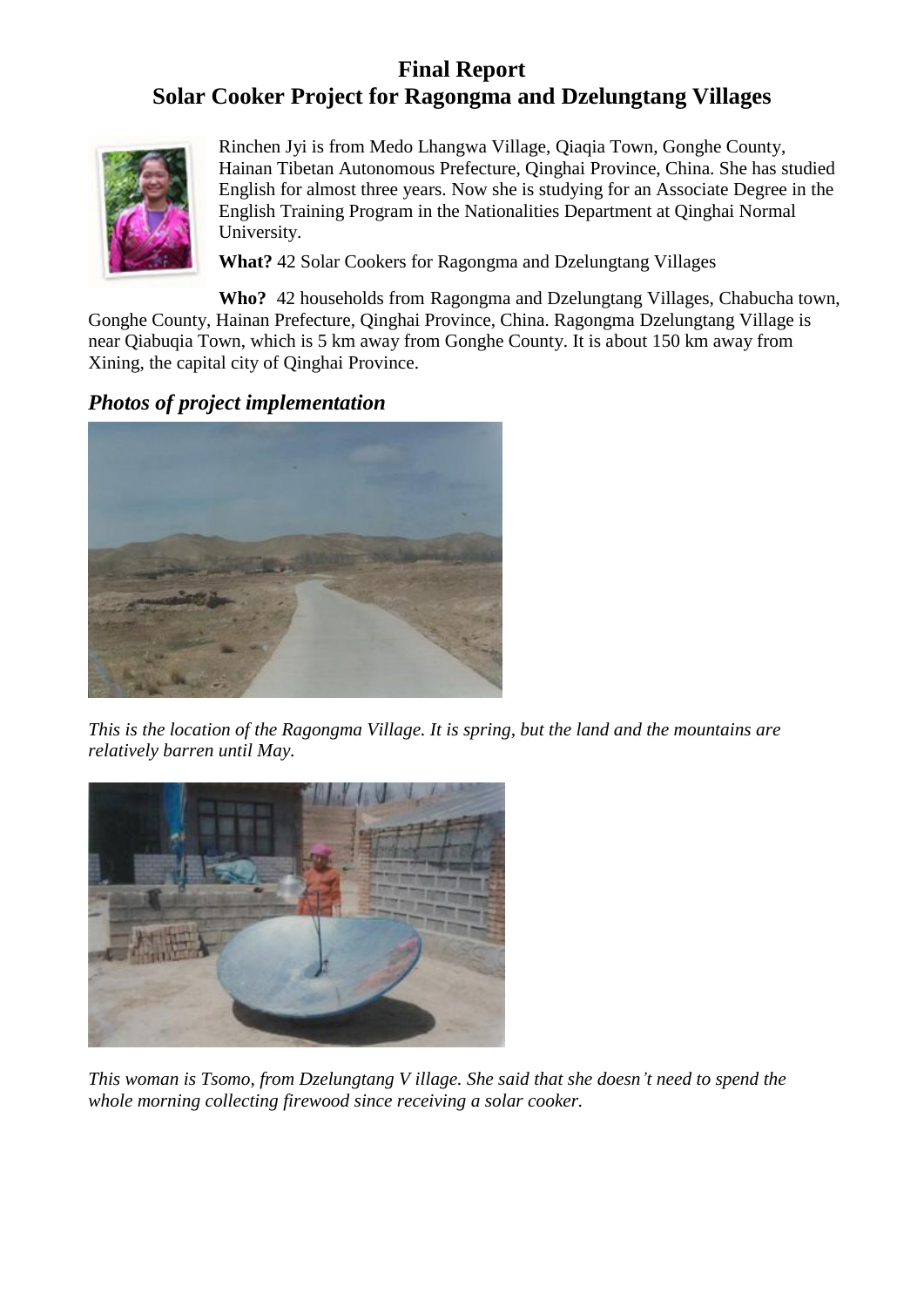# Final Report
# Solar Cooker Project for Ragongma and Dzelungtang Villages

Rinchen Jyi is from Medo Lhangwa Village, Qiaqia Town, Gonghe County, Hainan Tibetan Autonomous Prefecture, Qinghai Province, China. She has studied English for almost three years. Now she is studying for an Associate Degree in the English Training Program in the Nationalities Department at Qinghai Normal University.

**What?** 42 Solar Cookers for Ragongma and Dzelungtang Villages

**Who?** 42 households from Ragongma and Dzelungtang Villages, Chabucha town, Gonghe County, Hainan Prefecture, Qinghai Province, China. Ragongma Dzelungtang Village is near Qiabuqia Town, which is 5 km away from Gonghe County. It is about 150 km away from Xining, the capital city of Qinghai Province.

## *Photos of project implementation*

*This is the location of the Ragongma Village. It is spring, but the land and the mountains are relatively barren until May.*

*This woman is Tsomo, from Dzelungtang V illage. She said that she doesn't need to spend the whole morning collecting firewood since receiving a solar cooker.*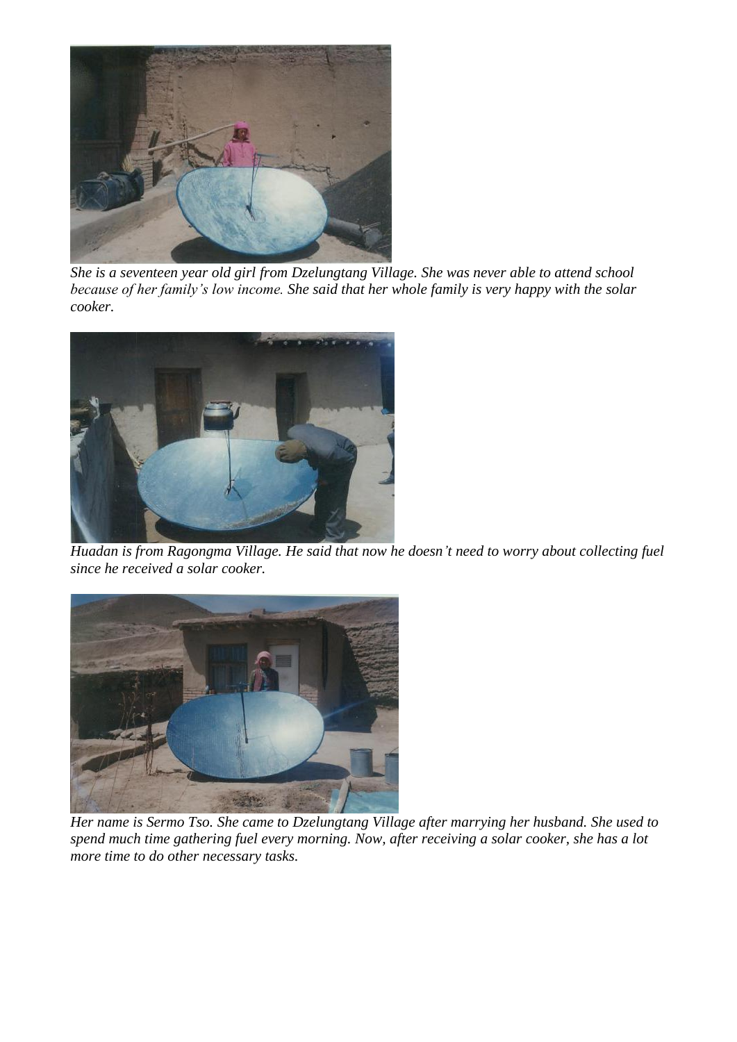*She is a seventeen year old girl from Dzelungtang Village. She was never able to attend school because of her family's low income. She said that her whole family is very happy with the solar cooker.*

*Huadan is from Ragongma Village. He said that now he doesn't need to worry about collecting fuel since he received a solar cooker.*

*Her name is Sermo Tso. She came to Dzelungtang Village after marrying her husband. She used to spend much time gathering fuel every morning. Now, after receiving a solar cooker, she has a lot more time to do other necessary tasks.*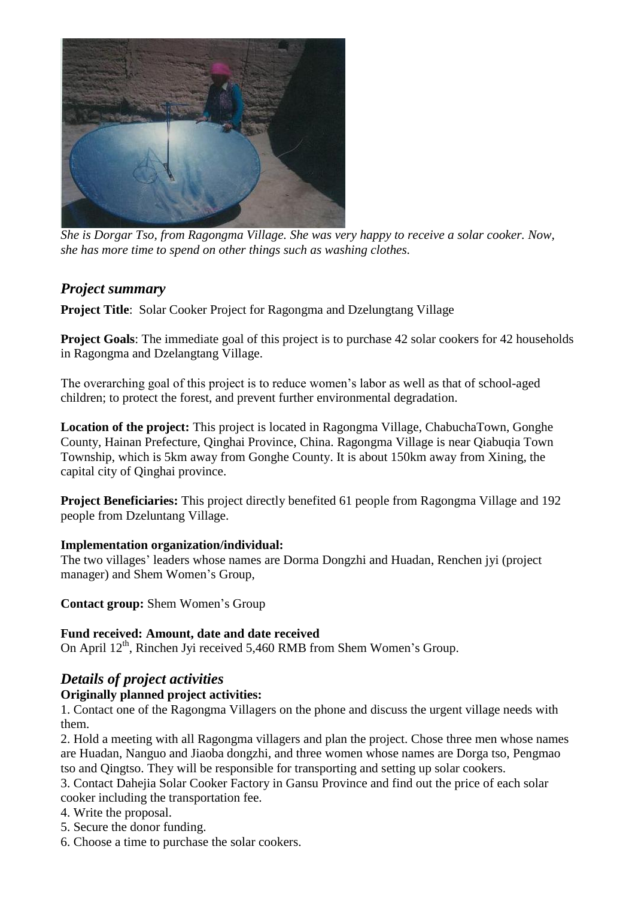*She is Dorgar Tso, from Ragongma Village. She was very happy to receive a solar cooker. Now, she has more time to spend on other things such as washing clothes.*

## *Project summary*

**Project Title**: Solar Cooker Project for Ragongma and Dzelungtang Village

**Project Goals**: The immediate goal of this project is to purchase 42 solar cookers for 42 households in Ragongma and Dzelangtang Village.

The overarching goal of this project is to reduce women's labor as well as that of school-aged children; to protect the forest, and prevent further environmental degradation.

**Location of the project:** This project is located in Ragongma Village, ChabuchaTown, Gonghe County, Hainan Prefecture, Qinghai Province, China. Ragongma Village is near Qiabuqia Town Township, which is 5km away from Gonghe County. It is about 150km away from Xining, the capital city of Qinghai province.

**Project Beneficiaries:** This project directly benefited 61 people from Ragongma Village and 192 people from Dzeluntang Village.

**Implementation organization/individual:**
The two villages' leaders whose names are Dorma Dongzhi and Huadan, Renchen jyi (project manager) and Shem Women's Group,

**Contact group:** Shem Women's Group

**Fund received: Amount, date and date received**
On April 12th, Rinchen Jyi received 5,460 RMB from Shem Women's Group.

## *Details of project activities*

**Originally planned project activities:**

1. Contact one of the Ragongma Villagers on the phone and discuss the urgent village needs with them.
2. Hold a meeting with all Ragongma villagers and plan the project. Chose three men whose names are Huadan, Nanguo and Jiaoba dongzhi, and three women whose names are Dorga tso, Pengmao tso and Qingtso. They will be responsible for transporting and setting up solar cookers.
3. Contact Dahejia Solar Cooker Factory in Gansu Province and find out the price of each solar cooker including the transportation fee.
4. Write the proposal.
5. Secure the donor funding.
6. Choose a time to purchase the solar cookers.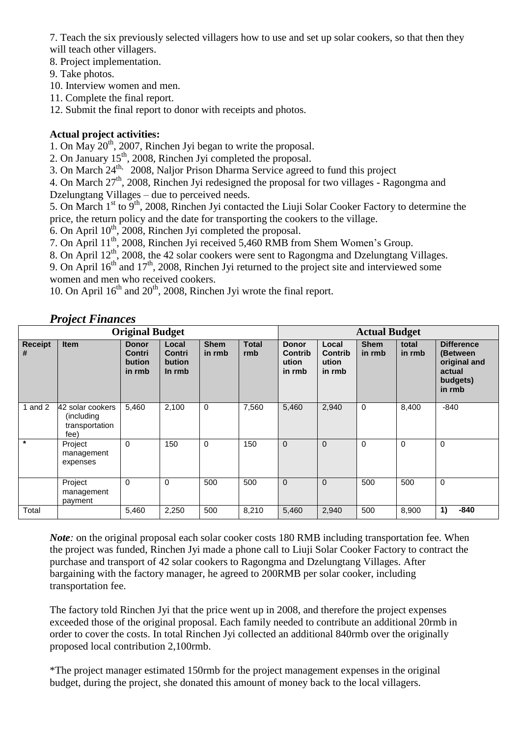7. Teach the six previously selected villagers how to use and set up solar cookers, so that then they will teach other villagers.
8. Project implementation.
9. Take photos.
10. Interview women and men.
11. Complete the final report.
12. Submit the final report to donor with receipts and photos.

**Actual project activities:**

1. On May 20th, 2007, Rinchen Jyi began to write the proposal.
2. On January 15th, 2008, Rinchen Jyi completed the proposal.
3. On March 24th, 2008, Naljor Prison Dharma Service agreed to fund this project
4. On March 27th, 2008, Rinchen Jyi redesigned the proposal for two villages - Ragongma and Dzelungtang Villages – due to perceived needs.
5. On March 1st to 9th, 2008, Rinchen Jyi contacted the Liuji Solar Cooker Factory to determine the price, the return policy and the date for transporting the cookers to the village.
6. On April 10th, 2008, Rinchen Jyi completed the proposal.
7. On April 11th, 2008, Rinchen Jyi received 5,460 RMB from Shem Women's Group.
8. On April 12th, 2008, the 42 solar cookers were sent to Ragongma and Dzelungtang Villages.
9. On April 16th and 17th, 2008, Rinchen Jyi returned to the project site and interviewed some women and men who received cookers.
10. On April 16th and 20th, 2008, Rinchen Jyi wrote the final report.

## *Project Finances*

| Original Budget | | | | | | Actual Budget | | | | |
|---|---|---|---|---|---|---|---|---|---|---|
| **Receipt #** | **Item** | **Donor Contribution in rmb** | **Local Contribution In rmb** | **Shem in rmb** | **Total rmb** | **Donor Contribution in rmb** | **Local Contribution in rmb** | **Shem in rmb** | **total in rmb** | **Difference (Between original and actual budgets) in rmb** |
| 1 and 2 | 42 solar cookers (including transportation fee) | 5,460 | 2,100 | 0 | 7,560 | 5,460 | 2,940 | 0 | 8,400 | -840 |
| * | Project management expenses | 0 | 150 | 0 | 150 | 0 | 0 | 0 | 0 | 0 |
| | Project management payment | 0 | 0 | 500 | 500 | 0 | 0 | 500 | 500 | 0 |
| Total | | 5,460 | 2,250 | 500 | 8,210 | 5,460 | 2,940 | 500 | 8,900 | **1) -840** |

***Note:*** on the original proposal each solar cooker costs 180 RMB including transportation fee. When the project was funded, Rinchen Jyi made a phone call to Liuji Solar Cooker Factory to contract the purchase and transport of 42 solar cookers to Ragongma and Dzelungtang Villages. After bargaining with the factory manager, he agreed to 200RMB per solar cooker, including transportation fee.

The factory told Rinchen Jyi that the price went up in 2008, and therefore the project expenses exceeded those of the original proposal. Each family needed to contribute an additional 20rmb in order to cover the costs. In total Rinchen Jyi collected an additional 840rmb over the originally proposed local contribution 2,100rmb.

*The project manager estimated 150rmb for the project management expenses in the original budget, during the project, she donated this amount of money back to the local villagers.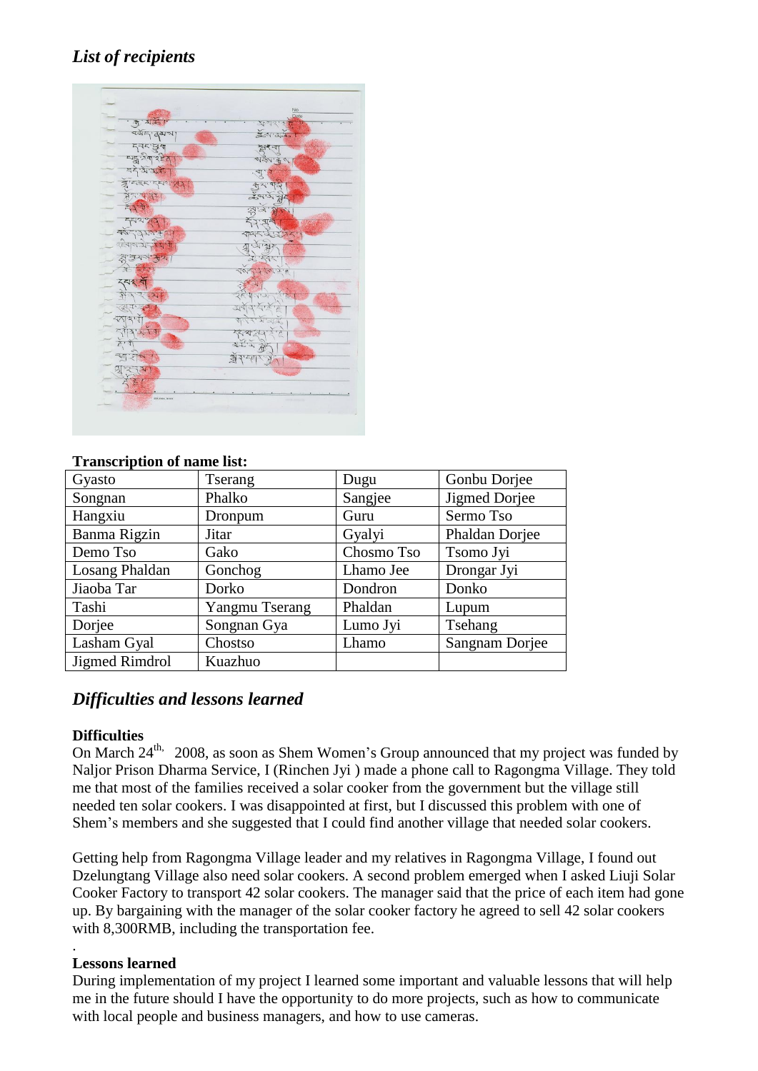## *List of recipients*

**Transcription of name list:**

| Gyasto | Tserang | Dugu | Gonbu Dorjee |
|---|---|---|---|
| Songnan | Phalko | Sangjee | Jigmed Dorjee |
| Hangxiu | Dronpum | Guru | Sermo Tso |
| Banma Rigzin | Jitar | Gyalyi | Phaldan Dorjee |
| Demo Tso | Gako | Chosmo Tso | Tsomo Jyi |
| Losang Phaldan | Gonchog | Lhamo Jee | Drongar Jyi |
| Jiaoba Tar | Dorko | Dondron | Donko |
| Tashi | Yangmu Tserang | Phaldan | Lupum |
| Dorjee | Songnan Gya | Lumo Jyi | Tsehang |
| Lasham Gyal | Chostso | Lhamo | Sangnam Dorjee |
| Jigmed Rimdrol | Kuazhuo | | |

## *Difficulties and lessons learned*

**Difficulties**

On March 24th, 2008, as soon as Shem Women's Group announced that my project was funded by Naljor Prison Dharma Service, I (Rinchen Jyi ) made a phone call to Ragongma Village. They told me that most of the families received a solar cooker from the government but the village still needed ten solar cookers. I was disappointed at first, but I discussed this problem with one of Shem's members and she suggested that I could find another village that needed solar cookers.

Getting help from Ragongma Village leader and my relatives in Ragongma Village, I found out Dzelungtang Village also need solar cookers. A second problem emerged when I asked Liuji Solar Cooker Factory to transport 42 solar cookers. The manager said that the price of each item had gone up. By bargaining with the manager of the solar cooker factory he agreed to sell 42 solar cookers with 8,300RMB, including the transportation fee.

**Lessons learned**

During implementation of my project I learned some important and valuable lessons that will help me in the future should I have the opportunity to do more projects, such as how to communicate with local people and business managers, and how to use cameras.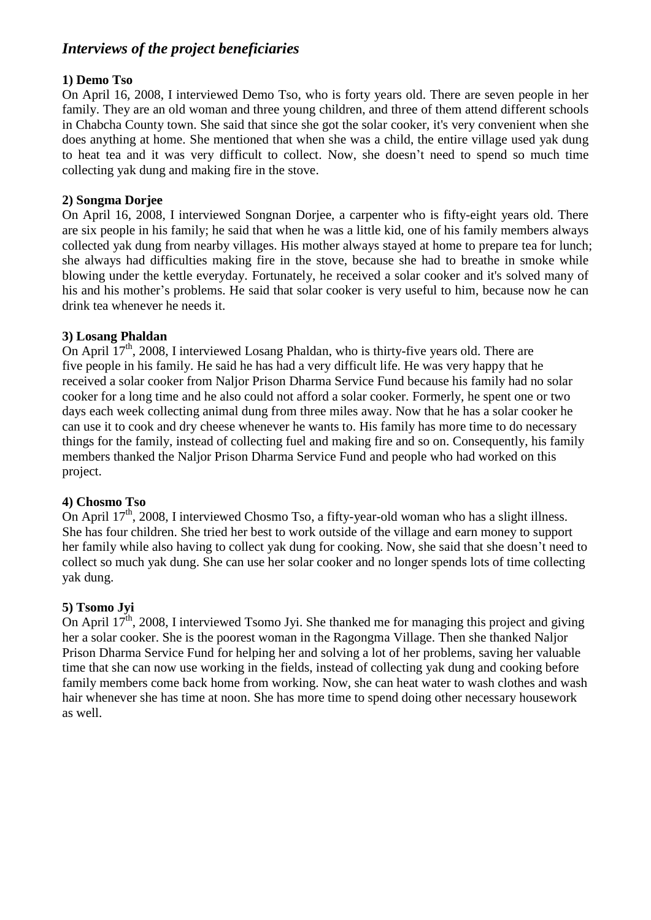## *Interviews of the project beneficiaries*

**1) Demo Tso**

On April 16, 2008, I interviewed Demo Tso, who is forty years old. There are seven people in her family. They are an old woman and three young children, and three of them attend different schools in Chabcha County town. She said that since she got the solar cooker, it's very convenient when she does anything at home. She mentioned that when she was a child, the entire village used yak dung to heat tea and it was very difficult to collect. Now, she doesn't need to spend so much time collecting yak dung and making fire in the stove.

**2) Songma Dorjee**

On April 16, 2008, I interviewed Songnan Dorjee, a carpenter who is fifty-eight years old. There are six people in his family; he said that when he was a little kid, one of his family members always collected yak dung from nearby villages. His mother always stayed at home to prepare tea for lunch; she always had difficulties making fire in the stove, because she had to breathe in smoke while blowing under the kettle everyday. Fortunately, he received a solar cooker and it's solved many of his and his mother's problems. He said that solar cooker is very useful to him, because now he can drink tea whenever he needs it.

**3) Losang Phaldan**

On April 17th, 2008, I interviewed Losang Phaldan, who is thirty-five years old. There are five people in his family. He said he has had a very difficult life. He was very happy that he received a solar cooker from Naljor Prison Dharma Service Fund because his family had no solar cooker for a long time and he also could not afford a solar cooker. Formerly, he spent one or two days each week collecting animal dung from three miles away. Now that he has a solar cooker he can use it to cook and dry cheese whenever he wants to. His family has more time to do necessary things for the family, instead of collecting fuel and making fire and so on. Consequently, his family members thanked the Naljor Prison Dharma Service Fund and people who had worked on this project.

**4) Chosmo Tso**

On April 17th, 2008, I interviewed Chosmo Tso, a fifty-year-old woman who has a slight illness. She has four children. She tried her best to work outside of the village and earn money to support her family while also having to collect yak dung for cooking. Now, she said that she doesn't need to collect so much yak dung. She can use her solar cooker and no longer spends lots of time collecting yak dung.

**5) Tsomo Jyi**

On April 17th, 2008, I interviewed Tsomo Jyi. She thanked me for managing this project and giving her a solar cooker. She is the poorest woman in the Ragongma Village. Then she thanked Naljor Prison Dharma Service Fund for helping her and solving a lot of her problems, saving her valuable time that she can now use working in the fields, instead of collecting yak dung and cooking before family members come back home from working. Now, she can heat water to wash clothes and wash hair whenever she has time at noon. She has more time to spend doing other necessary housework as well.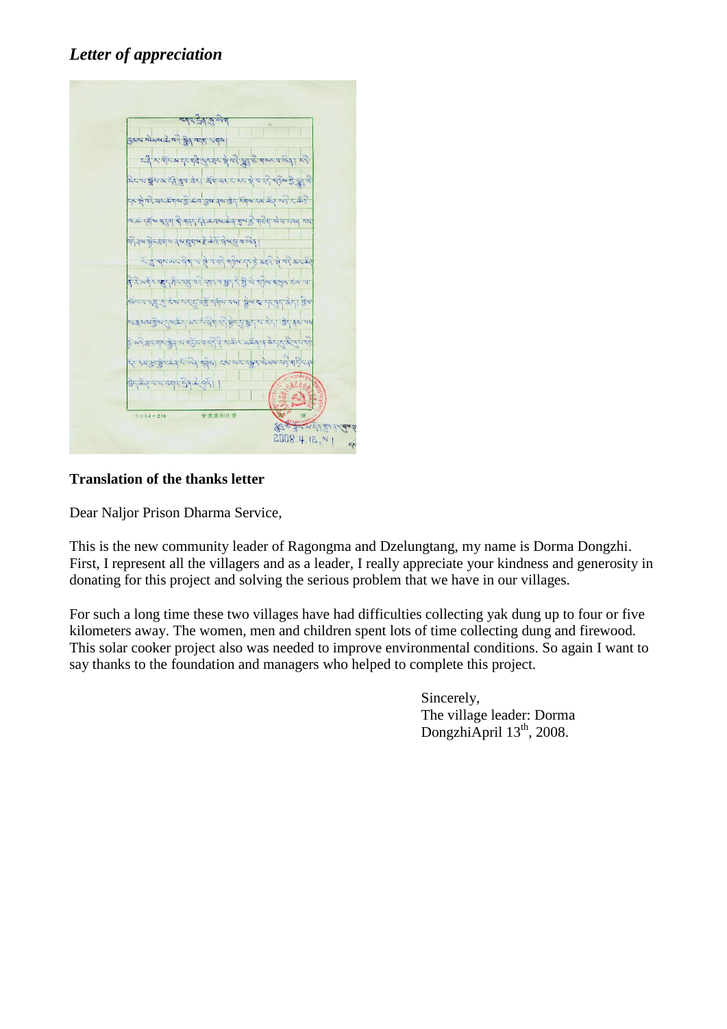*Letter of appreciation*

**Translation of the thanks letter**

Dear Naljor Prison Dharma Service,

This is the new community leader of Ragongma and Dzelungtang, my name is Dorma Dongzhi. First, I represent all the villagers and as a leader, I really appreciate your kindness and generosity in donating for this project and solving the serious problem that we have in our villages.

For such a long time these two villages have had difficulties collecting yak dung up to four or five kilometers away. The women, men and children spent lots of time collecting dung and firewood. This solar cooker project also was needed to improve environmental conditions. So again I want to say thanks to the foundation and managers who helped to complete this project.

Sincerely,
The village leader: Dorma DongzhiApril 13th, 2008.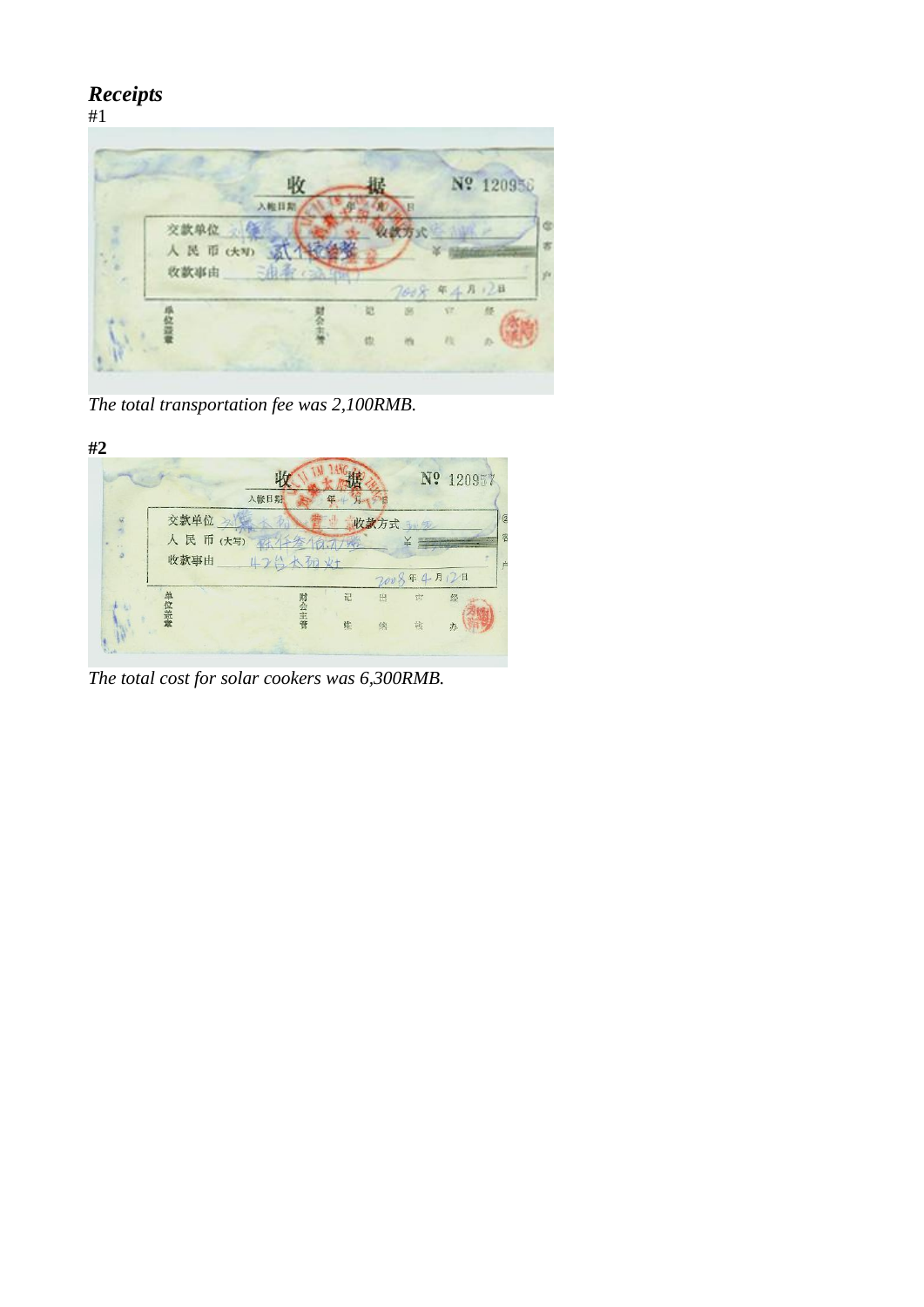***Receipts***

#1

*The total transportation fee was 2,100RMB.*

**#2**

*The total cost for solar cookers was 6,300RMB.*